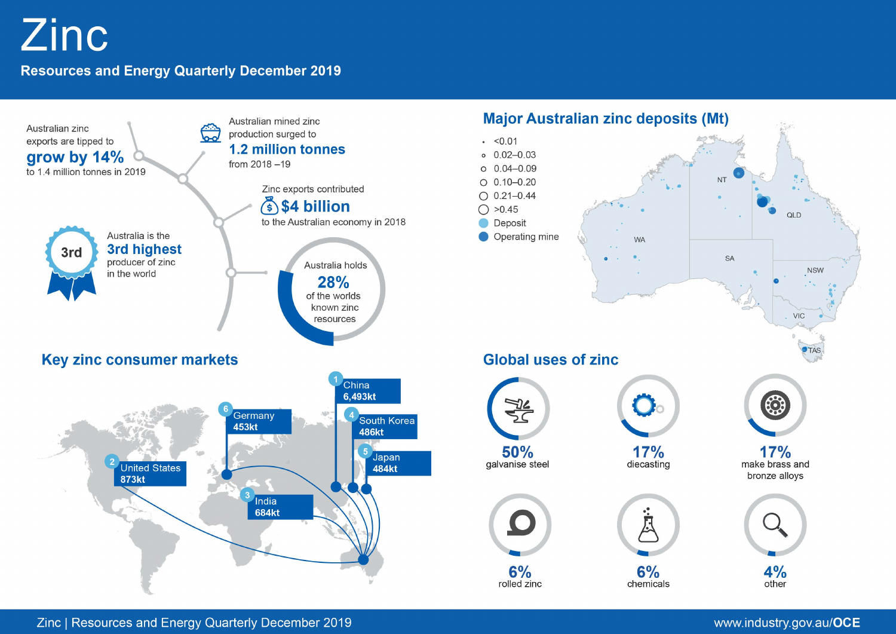# Zinc

## Resources and Energy Quarterly December 2019

Australian zinc exports are tipped to **grow by 14%** to 1.4 million tonnes in 2019

Australian mined zinc production surged to **1.2 million tonnes** from 2018 –19

Zinc exports contributed **$4 billion** to the Australian economy in 2018

Australia is the **3rd highest** producer of zinc in the world

Australia holds **28%** of the worlds known zinc resources

## Major Australian zinc deposits (Mt)

- <0.01
- 0.02–0.03
- 0.04–0.09
- 0.10–0.20
- 0.21–0.44
- >0.45
- Deposit
- Operating mine

WA, NT, SA, QLD, NSW, VIC, TAS

## Key zinc consumer markets

| Rank | Market | Consumption |
| --- | --- | --- |
| 1 | China | 6,493kt |
| 2 | United States | 873kt |
| 3 | India | 684kt |
| 4 | South Korea | 486kt |
| 5 | Japan | 484kt |
| 6 | Germany | 453kt |

## Global uses of zinc

| Share | Use |
| --- | --- |
| 50% | galvanise steel |
| 17% | diecasting |
| 17% | make brass and bronze alloys |
| 6% | rolled zinc |
| 6% | chemicals |
| 4% | other |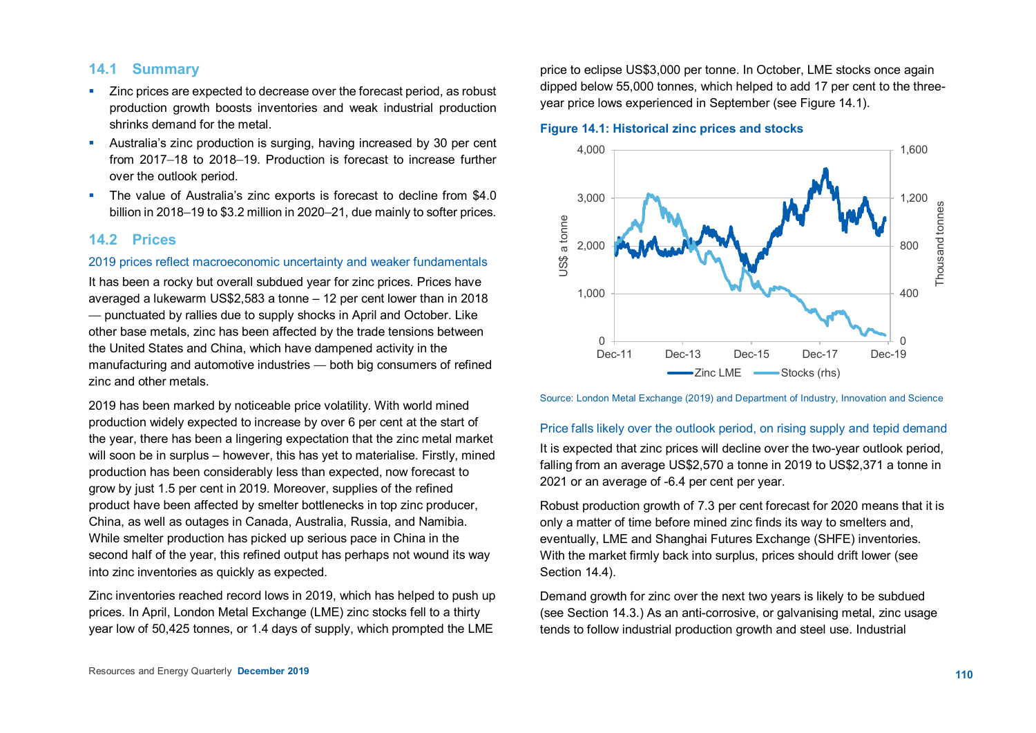## 14.1 Summary

- Zinc prices are expected to decrease over the forecast period, as robust production growth boosts inventories and weak industrial production shrinks demand for the metal.
- Australia's zinc production is surging, having increased by 30 per cent from 2017–18 to 2018–19. Production is forecast to increase further over the outlook period.
- The value of Australia's zinc exports is forecast to decline from $4.0 billion in 2018–19 to $3.2 million in 2020–21, due mainly to softer prices.

## 14.2 Prices

### 2019 prices reflect macroeconomic uncertainty and weaker fundamentals

It has been a rocky but overall subdued year for zinc prices. Prices have averaged a lukewarm US$2,583 a tonne – 12 per cent lower than in 2018 — punctuated by rallies due to supply shocks in April and October. Like other base metals, zinc has been affected by the trade tensions between the United States and China, which have dampened activity in the manufacturing and automotive industries — both big consumers of refined zinc and other metals.

2019 has been marked by noticeable price volatility. With world mined production widely expected to increase by over 6 per cent at the start of the year, there has been a lingering expectation that the zinc metal market will soon be in surplus – however, this has yet to materialise. Firstly, mined production has been considerably less than expected, now forecast to grow by just 1.5 per cent in 2019. Moreover, supplies of the refined product have been affected by smelter bottlenecks in top zinc producer, China, as well as outages in Canada, Australia, Russia, and Namibia. While smelter production has picked up serious pace in China in the second half of the year, this refined output has perhaps not wound its way into zinc inventories as quickly as expected.

Zinc inventories reached record lows in 2019, which has helped to push up prices. In April, London Metal Exchange (LME) zinc stocks fell to a thirty year low of 50,425 tonnes, or 1.4 days of supply, which prompted the LME price to eclipse US$3,000 per tonne. In October, LME stocks once again dipped below 55,000 tonnes, which helped to add 17 per cent to the three-year price lows experienced in September (see Figure 14.1).

**Figure 14.1: Historical zinc prices and stocks**

Source: London Metal Exchange (2019) and Department of Industry, Innovation and Science

### Price falls likely over the outlook period, on rising supply and tepid demand

It is expected that zinc prices will decline over the two-year outlook period, falling from an average US$2,570 a tonne in 2019 to US$2,371 a tonne in 2021 or an average of -6.4 per cent per year.

Robust production growth of 7.3 per cent forecast for 2020 means that it is only a matter of time before mined zinc finds its way to smelters and, eventually, LME and Shanghai Futures Exchange (SHFE) inventories. With the market firmly back into surplus, prices should drift lower (see Section 14.4).

Demand growth for zinc over the next two years is likely to be subdued (see Section 14.3.) As an anti-corrosive, or galvanising metal, zinc usage tends to follow industrial production growth and steel use. Industrial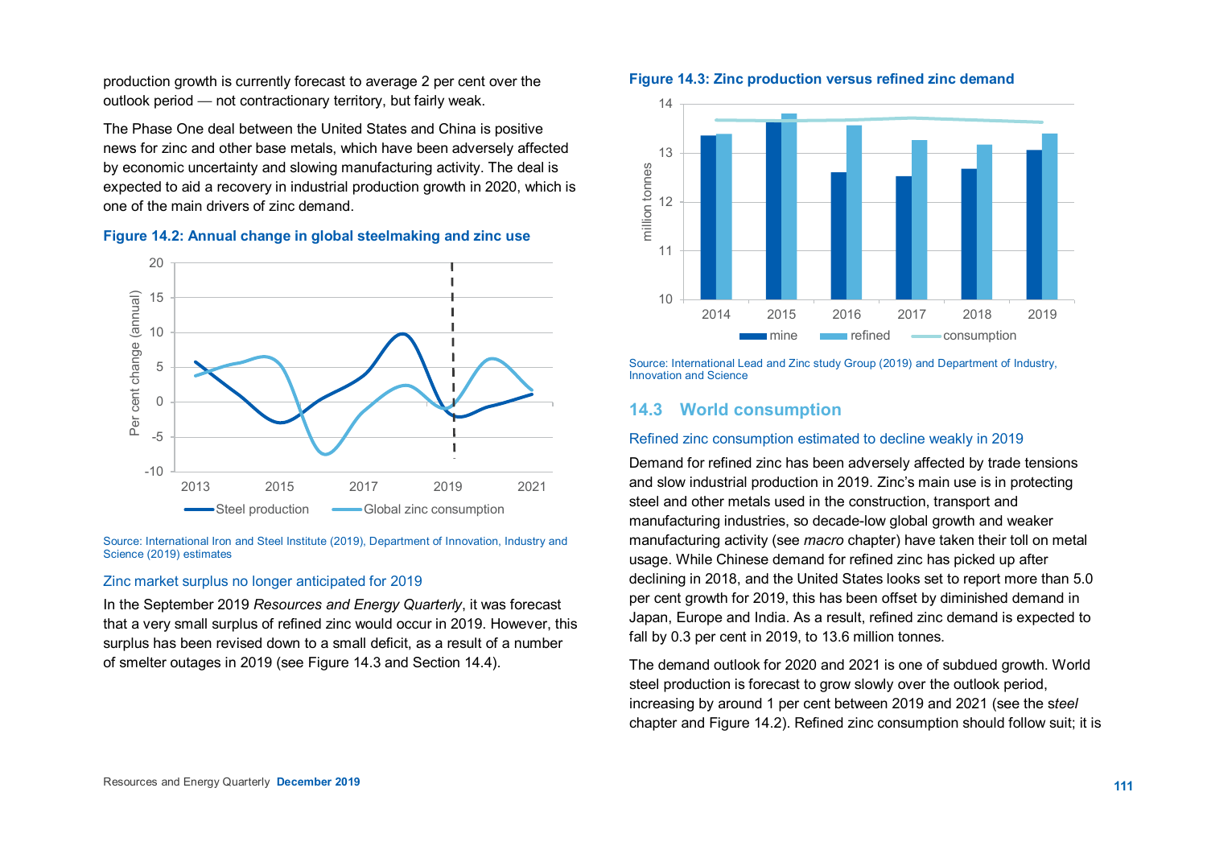production growth is currently forecast to average 2 per cent over the outlook period — not contractionary territory, but fairly weak.

The Phase One deal between the United States and China is positive news for zinc and other base metals, which have been adversely affected by economic uncertainty and slowing manufacturing activity. The deal is expected to aid a recovery in industrial production growth in 2020, which is one of the main drivers of zinc demand.

**Figure 14.2: Annual change in global steelmaking and zinc use**

Source: International Iron and Steel Institute (2019), Department of Innovation, Industry and Science (2019) estimates

### Zinc market surplus no longer anticipated for 2019

In the September 2019 *Resources and Energy Quarterly*, it was forecast that a very small surplus of refined zinc would occur in 2019. However, this surplus has been revised down to a small deficit, as a result of a number of smelter outages in 2019 (see Figure 14.3 and Section 14.4).

**Figure 14.3: Zinc production versus refined zinc demand**

Source: International Lead and Zinc study Group (2019) and Department of Industry, Innovation and Science

## 14.3 World consumption

### Refined zinc consumption estimated to decline weakly in 2019

Demand for refined zinc has been adversely affected by trade tensions and slow industrial production in 2019. Zinc's main use is in protecting steel and other metals used in the construction, transport and manufacturing industries, so decade-low global growth and weaker manufacturing activity (see *macro* chapter) have taken their toll on metal usage. While Chinese demand for refined zinc has picked up after declining in 2018, and the United States looks set to report more than 5.0 per cent growth for 2019, this has been offset by diminished demand in Japan, Europe and India. As a result, refined zinc demand is expected to fall by 0.3 per cent in 2019, to 13.6 million tonnes.

The demand outlook for 2020 and 2021 is one of subdued growth. World steel production is forecast to grow slowly over the outlook period, increasing by around 1 per cent between 2019 and 2021 (see the *steel* chapter and Figure 14.2). Refined zinc consumption should follow suit; it is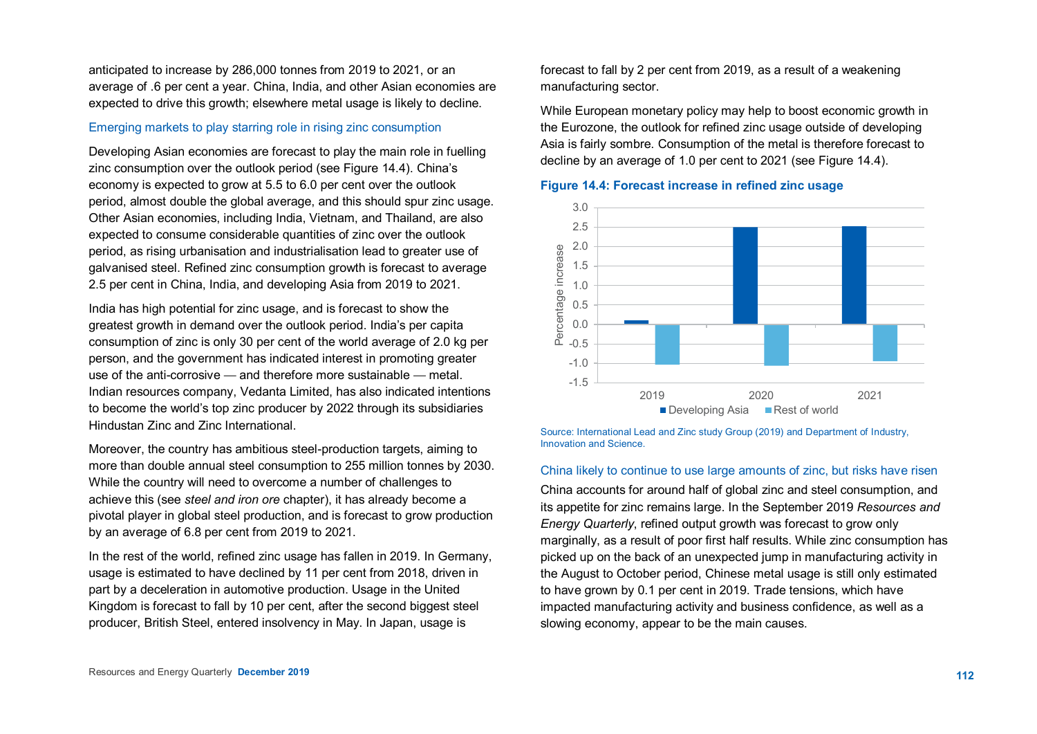anticipated to increase by 286,000 tonnes from 2019 to 2021, or an average of .6 per cent a year. China, India, and other Asian economies are expected to drive this growth; elsewhere metal usage is likely to decline.

### Emerging markets to play starring role in rising zinc consumption

Developing Asian economies are forecast to play the main role in fuelling zinc consumption over the outlook period (see Figure 14.4). China's economy is expected to grow at 5.5 to 6.0 per cent over the outlook period, almost double the global average, and this should spur zinc usage. Other Asian economies, including India, Vietnam, and Thailand, are also expected to consume considerable quantities of zinc over the outlook period, as rising urbanisation and industrialisation lead to greater use of galvanised steel. Refined zinc consumption growth is forecast to average 2.5 per cent in China, India, and developing Asia from 2019 to 2021.

India has high potential for zinc usage, and is forecast to show the greatest growth in demand over the outlook period. India's per capita consumption of zinc is only 30 per cent of the world average of 2.0 kg per person, and the government has indicated interest in promoting greater use of the anti-corrosive — and therefore more sustainable — metal. Indian resources company, Vedanta Limited, has also indicated intentions to become the world's top zinc producer by 2022 through its subsidiaries Hindustan Zinc and Zinc International.

Moreover, the country has ambitious steel-production targets, aiming to more than double annual steel consumption to 255 million tonnes by 2030. While the country will need to overcome a number of challenges to achieve this (see *steel and iron ore* chapter), it has already become a pivotal player in global steel production, and is forecast to grow production by an average of 6.8 per cent from 2019 to 2021.

In the rest of the world, refined zinc usage has fallen in 2019. In Germany, usage is estimated to have declined by 11 per cent from 2018, driven in part by a deceleration in automotive production. Usage in the United Kingdom is forecast to fall by 10 per cent, after the second biggest steel producer, British Steel, entered insolvency in May. In Japan, usage is forecast to fall by 2 per cent from 2019, as a result of a weakening manufacturing sector.

While European monetary policy may help to boost economic growth in the Eurozone, the outlook for refined zinc usage outside of developing Asia is fairly sombre. Consumption of the metal is therefore forecast to decline by an average of 1.0 per cent to 2021 (see Figure 14.4).

**Figure 14.4: Forecast increase in refined zinc usage**

Source: International Lead and Zinc study Group (2019) and Department of Industry, Innovation and Science.

### China likely to continue to use large amounts of zinc, but risks have risen

China accounts for around half of global zinc and steel consumption, and its appetite for zinc remains large. In the September 2019 *Resources and Energy Quarterly*, refined output growth was forecast to grow only marginally, as a result of poor first half results. While zinc consumption has picked up on the back of an unexpected jump in manufacturing activity in the August to October period, Chinese metal usage is still only estimated to have grown by 0.1 per cent in 2019. Trade tensions, which have impacted manufacturing activity and business confidence, as well as a slowing economy, appear to be the main causes.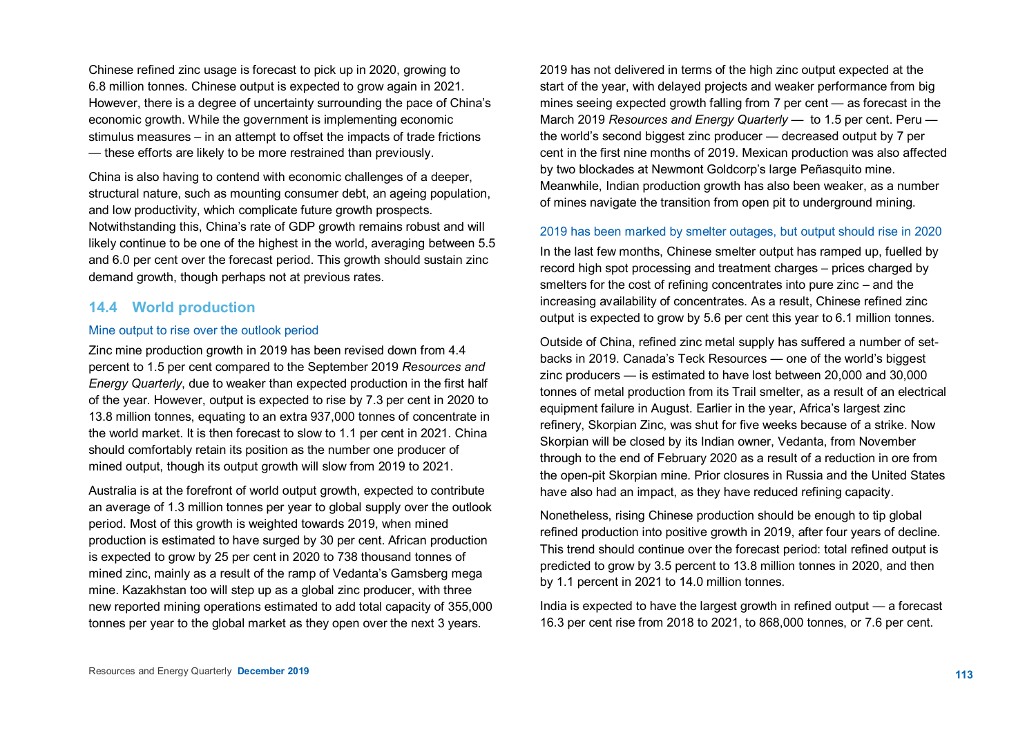Chinese refined zinc usage is forecast to pick up in 2020, growing to 6.8 million tonnes. Chinese output is expected to grow again in 2021. However, there is a degree of uncertainty surrounding the pace of China's economic growth. While the government is implementing economic stimulus measures – in an attempt to offset the impacts of trade frictions — these efforts are likely to be more restrained than previously.

China is also having to contend with economic challenges of a deeper, structural nature, such as mounting consumer debt, an ageing population, and low productivity, which complicate future growth prospects. Notwithstanding this, China's rate of GDP growth remains robust and will likely continue to be one of the highest in the world, averaging between 5.5 and 6.0 per cent over the forecast period. This growth should sustain zinc demand growth, though perhaps not at previous rates.

## 14.4 World production

### Mine output to rise over the outlook period

Zinc mine production growth in 2019 has been revised down from 4.4 percent to 1.5 per cent compared to the September 2019 *Resources and Energy Quarterly*, due to weaker than expected production in the first half of the year. However, output is expected to rise by 7.3 per cent in 2020 to 13.8 million tonnes, equating to an extra 937,000 tonnes of concentrate in the world market. It is then forecast to slow to 1.1 per cent in 2021. China should comfortably retain its position as the number one producer of mined output, though its output growth will slow from 2019 to 2021.

Australia is at the forefront of world output growth, expected to contribute an average of 1.3 million tonnes per year to global supply over the outlook period. Most of this growth is weighted towards 2019, when mined production is estimated to have surged by 30 per cent. African production is expected to grow by 25 per cent in 2020 to 738 thousand tonnes of mined zinc, mainly as a result of the ramp of Vedanta's Gamsberg mega mine. Kazakhstan too will step up as a global zinc producer, with three new reported mining operations estimated to add total capacity of 355,000 tonnes per year to the global market as they open over the next 3 years.

2019 has not delivered in terms of the high zinc output expected at the start of the year, with delayed projects and weaker performance from big mines seeing expected growth falling from 7 per cent — as forecast in the March 2019 *Resources and Energy Quarterly* — to 1.5 per cent. Peru — the world's second biggest zinc producer — decreased output by 7 per cent in the first nine months of 2019. Mexican production was also affected by two blockades at Newmont Goldcorp's large Peñasquito mine. Meanwhile, Indian production growth has also been weaker, as a number of mines navigate the transition from open pit to underground mining.

### 2019 has been marked by smelter outages, but output should rise in 2020

In the last few months, Chinese smelter output has ramped up, fuelled by record high spot processing and treatment charges – prices charged by smelters for the cost of refining concentrates into pure zinc – and the increasing availability of concentrates. As a result, Chinese refined zinc output is expected to grow by 5.6 per cent this year to 6.1 million tonnes.

Outside of China, refined zinc metal supply has suffered a number of set-backs in 2019. Canada's Teck Resources — one of the world's biggest zinc producers — is estimated to have lost between 20,000 and 30,000 tonnes of metal production from its Trail smelter, as a result of an electrical equipment failure in August. Earlier in the year, Africa's largest zinc refinery, Skorpian Zinc, was shut for five weeks because of a strike. Now Skorpian will be closed by its Indian owner, Vedanta, from November through to the end of February 2020 as a result of a reduction in ore from the open-pit Skorpian mine. Prior closures in Russia and the United States have also had an impact, as they have reduced refining capacity.

Nonetheless, rising Chinese production should be enough to tip global refined production into positive growth in 2019, after four years of decline. This trend should continue over the forecast period: total refined output is predicted to grow by 3.5 percent to 13.8 million tonnes in 2020, and then by 1.1 percent in 2021 to 14.0 million tonnes.

India is expected to have the largest growth in refined output — a forecast 16.3 per cent rise from 2018 to 2021, to 868,000 tonnes, or 7.6 per cent.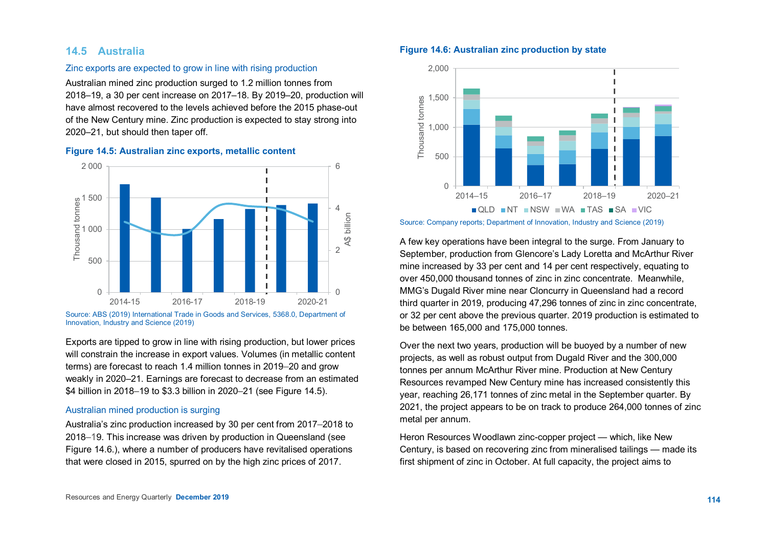## 14.5 Australia

### Zinc exports are expected to grow in line with rising production

Australian mined zinc production surged to 1.2 million tonnes from 2018–19, a 30 per cent increase on 2017–18. By 2019–20, production will have almost recovered to the levels achieved before the 2015 phase-out of the New Century mine. Zinc production is expected to stay strong into 2020–21, but should then taper off.

**Figure 14.5: Australian zinc exports, metallic content**

Source: ABS (2019) International Trade in Goods and Services, 5368.0, Department of Innovation, Industry and Science (2019)

Exports are tipped to grow in line with rising production, but lower prices will constrain the increase in export values. Volumes (in metallic content terms) are forecast to reach 1.4 million tonnes in 2019–20 and grow weakly in 2020–21. Earnings are forecast to decrease from an estimated $4 billion in 2018–19 to $3.3 billion in 2020–21 (see Figure 14.5).

### Australian mined production is surging

Australia's zinc production increased by 30 per cent from 2017–2018 to 2018–19. This increase was driven by production in Queensland (see Figure 14.6.), where a number of producers have revitalised operations that were closed in 2015, spurred on by the high zinc prices of 2017.

**Figure 14.6: Australian zinc production by state**

Source: Company reports; Department of Innovation, Industry and Science (2019)

A few key operations have been integral to the surge. From January to September, production from Glencore's Lady Loretta and McArthur River mine increased by 33 per cent and 14 per cent respectively, equating to over 450,000 thousand tonnes of zinc in zinc concentrate. Meanwhile, MMG's Dugald River mine near Cloncurry in Queensland had a record third quarter in 2019, producing 47,296 tonnes of zinc in zinc concentrate, or 32 per cent above the previous quarter. 2019 production is estimated to be between 165,000 and 175,000 tonnes.

Over the next two years, production will be buoyed by a number of new projects, as well as robust output from Dugald River and the 300,000 tonnes per annum McArthur River mine. Production at New Century Resources revamped New Century mine has increased consistently this year, reaching 26,171 tonnes of zinc metal in the September quarter. By 2021, the project appears to be on track to produce 264,000 tonnes of zinc metal per annum.

Heron Resources Woodlawn zinc-copper project — which, like New Century, is based on recovering zinc from mineralised tailings — made its first shipment of zinc in October. At full capacity, the project aims to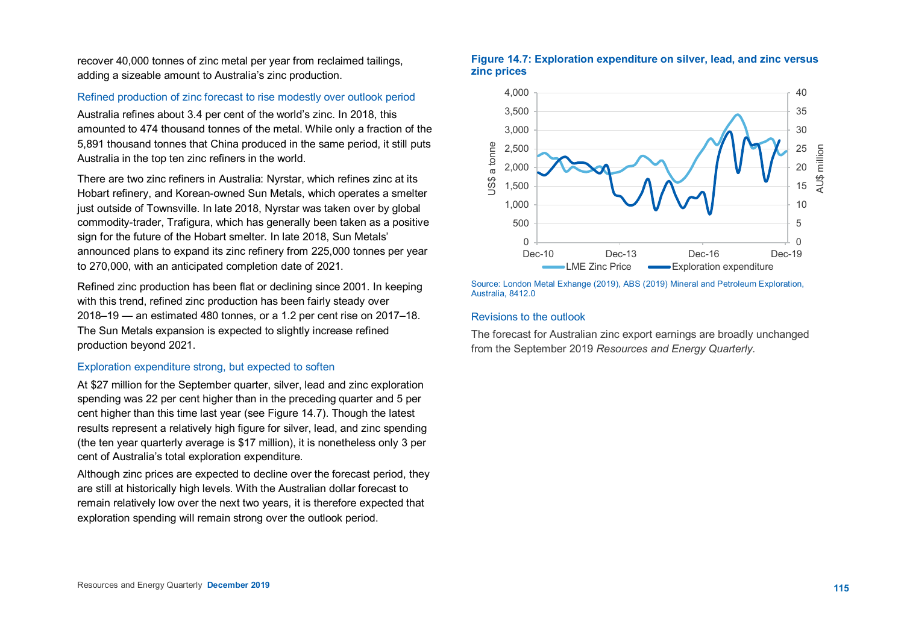recover 40,000 tonnes of zinc metal per year from reclaimed tailings, adding a sizeable amount to Australia's zinc production.

### Refined production of zinc forecast to rise modestly over outlook period

Australia refines about 3.4 per cent of the world's zinc. In 2018, this amounted to 474 thousand tonnes of the metal. While only a fraction of the 5,891 thousand tonnes that China produced in the same period, it still puts Australia in the top ten zinc refiners in the world.

There are two zinc refiners in Australia: Nyrstar, which refines zinc at its Hobart refinery, and Korean-owned Sun Metals, which operates a smelter just outside of Townsville. In late 2018, Nyrstar was taken over by global commodity-trader, Trafigura, which has generally been taken as a positive sign for the future of the Hobart smelter. In late 2018, Sun Metals' announced plans to expand its zinc refinery from 225,000 tonnes per year to 270,000, with an anticipated completion date of 2021.

Refined zinc production has been flat or declining since 2001. In keeping with this trend, refined zinc production has been fairly steady over 2018–19 — an estimated 480 tonnes, or a 1.2 per cent rise on 2017–18. The Sun Metals expansion is expected to slightly increase refined production beyond 2021.

### Exploration expenditure strong, but expected to soften

At $27 million for the September quarter, silver, lead and zinc exploration spending was 22 per cent higher than in the preceding quarter and 5 per cent higher than this time last year (see Figure 14.7). Though the latest results represent a relatively high figure for silver, lead, and zinc spending (the ten year quarterly average is $17 million), it is nonetheless only 3 per cent of Australia's total exploration expenditure.

Although zinc prices are expected to decline over the forecast period, they are still at historically high levels. With the Australian dollar forecast to remain relatively low over the next two years, it is therefore expected that exploration spending will remain strong over the outlook period.

**Figure 14.7: Exploration expenditure on silver, lead, and zinc versus zinc prices**

Source: London Metal Exhange (2019), ABS (2019) Mineral and Petroleum Exploration, Australia, 8412.0

### Revisions to the outlook

The forecast for Australian zinc export earnings are broadly unchanged from the September 2019 *Resources and Energy Quarterly.*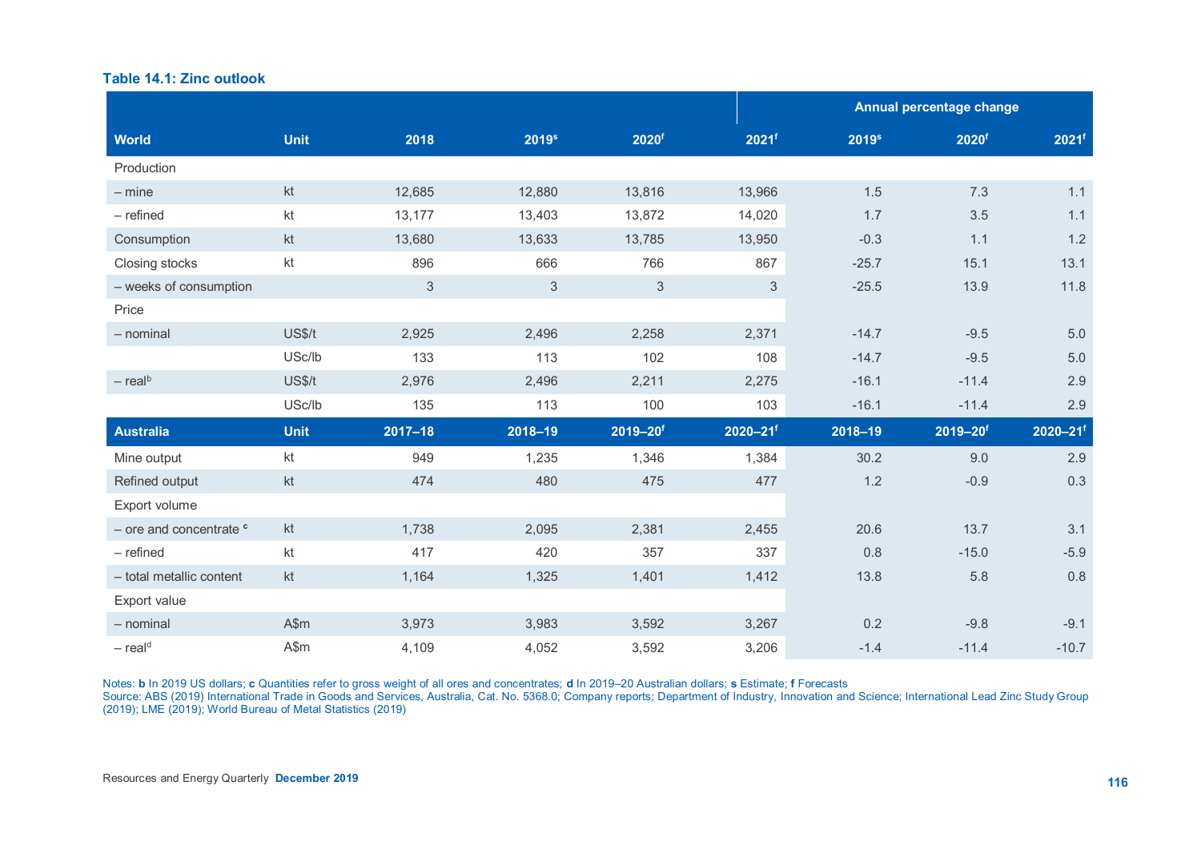### Table 14.1: Zinc outlook

| | | | | | | Annual percentage change | | |
|---|---|---|---|---|---|---|---|---|
| **World** | **Unit** | **2018** | **2019s** | **2020f** | **2021f** | **2019s** | **2020f** | **2021f** |
| Production | | | | | | | | |
| – mine | kt | 12,685 | 12,880 | 13,816 | 13,966 | 1.5 | 7.3 | 1.1 |
| – refined | kt | 13,177 | 13,403 | 13,872 | 14,020 | 1.7 | 3.5 | 1.1 |
| Consumption | kt | 13,680 | 13,633 | 13,785 | 13,950 | -0.3 | 1.1 | 1.2 |
| Closing stocks | kt | 896 | 666 | 766 | 867 | -25.7 | 15.1 | 13.1 |
| – weeks of consumption | | 3 | 3 | 3 | 3 | -25.5 | 13.9 | 11.8 |
| Price | | | | | | | | |
| – nominal | US$/t | 2,925 | 2,496 | 2,258 | 2,371 | -14.7 | -9.5 | 5.0 |
| | USc/lb | 133 | 113 | 102 | 108 | -14.7 | -9.5 | 5.0 |
| – real[b] | US$/t | 2,976 | 2,496 | 2,211 | 2,275 | -16.1 | -11.4 | 2.9 |
| | USc/lb | 135 | 113 | 100 | 103 | -16.1 | -11.4 | 2.9 |
| **Australia** | **Unit** | **2017–18** | **2018–19** | **2019–20f** | **2020–21f** | **2018–19** | **2019–20f** | **2020–21f** |
| Mine output | kt | 949 | 1,235 | 1,346 | 1,384 | 30.2 | 9.0 | 2.9 |
| Refined output | kt | 474 | 480 | 475 | 477 | 1.2 | -0.9 | 0.3 |
| Export volume | | | | | | | | |
| – ore and concentrate [c] | kt | 1,738 | 2,095 | 2,381 | 2,455 | 20.6 | 13.7 | 3.1 |
| – refined | kt | 417 | 420 | 357 | 337 | 0.8 | -15.0 | -5.9 |
| – total metallic content | kt | 1,164 | 1,325 | 1,401 | 1,412 | 13.8 | 5.8 | 0.8 |
| Export value | | | | | | | | |
| – nominal | A$m | 3,973 | 3,983 | 3,592 | 3,267 | 0.2 | -9.8 | -9.1 |
| – real[d] | A$m | 4,109 | 4,052 | 3,592 | 3,206 | -1.4 | -11.4 | -10.7 |

Notes: **b** In 2019 US dollars; **c** Quantities refer to gross weight of all ores and concentrates; **d** In 2019–20 Australian dollars; **s** Estimate; **f** Forecasts
Source: ABS (2019) International Trade in Goods and Services, Australia, Cat. No. 5368.0; Company reports; Department of Industry, Innovation and Science; International Lead Zinc Study Group (2019); LME (2019); World Bureau of Metal Statistics (2019)